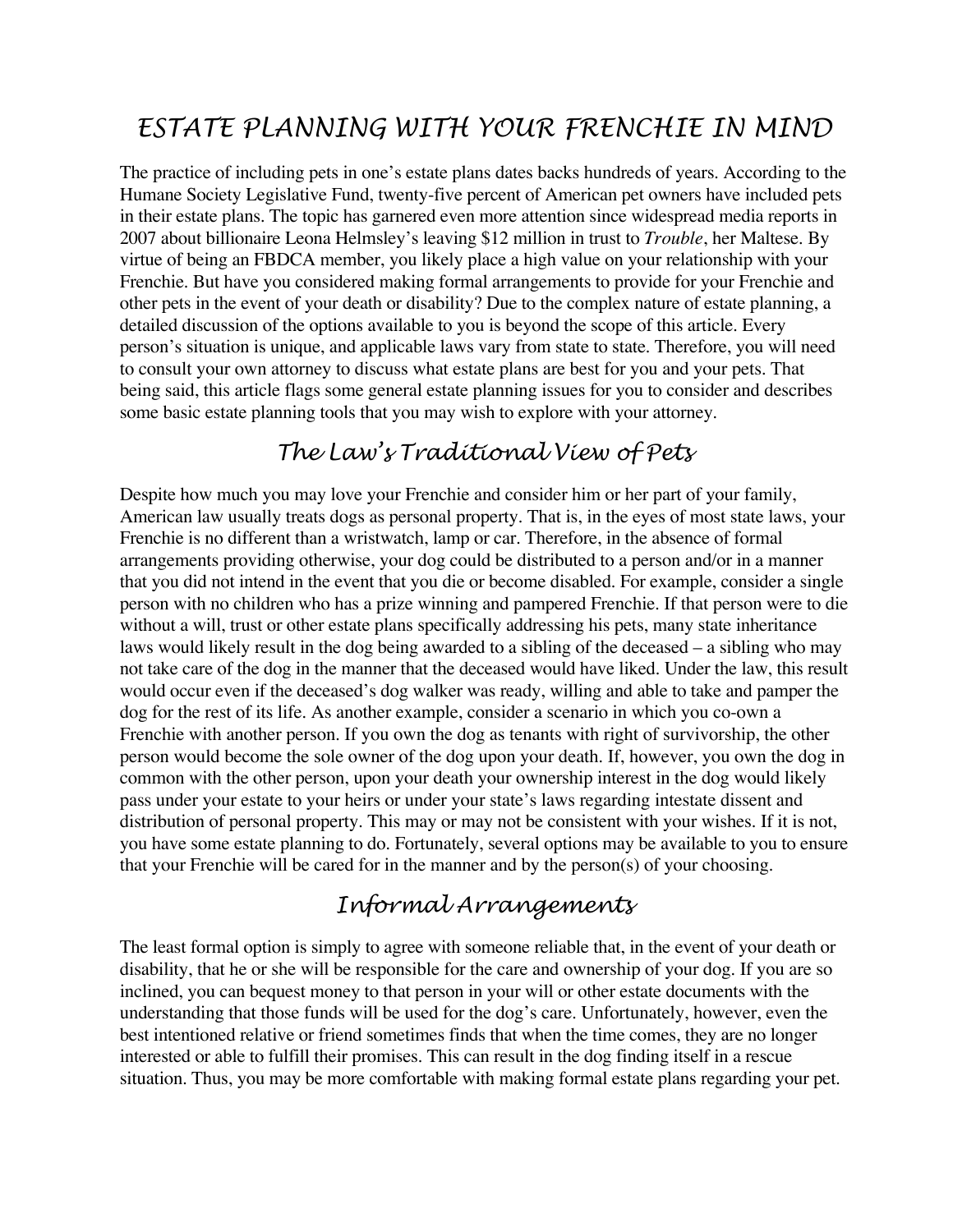# ESTATE PLANNING WITH YOUR FRENCHIE IN MIND

The practice of including pets in one's estate plans dates backs hundreds of years. According to the Humane Society Legislative Fund, twenty-five percent of American pet owners have included pets in their estate plans. The topic has garnered even more attention since widespread media reports in 2007 about billionaire Leona Helmsley's leaving $12 million in trust to *Trouble*, her Maltese. By virtue of being an FBDCA member, you likely place a high value on your relationship with your Frenchie. But have you considered making formal arrangements to provide for your Frenchie and other pets in the event of your death or disability? Due to the complex nature of estate planning, a detailed discussion of the options available to you is beyond the scope of this article. Every person's situation is unique, and applicable laws vary from state to state. Therefore, you will need to consult your own attorney to discuss what estate plans are best for you and your pets. That being said, this article flags some general estate planning issues for you to consider and describes some basic estate planning tools that you may wish to explore with your attorney.

## The Law's Traditional View of Pets

Despite how much you may love your Frenchie and consider him or her part of your family, American law usually treats dogs as personal property. That is, in the eyes of most state laws, your Frenchie is no different than a wristwatch, lamp or car. Therefore, in the absence of formal arrangements providing otherwise, your dog could be distributed to a person and/or in a manner that you did not intend in the event that you die or become disabled. For example, consider a single person with no children who has a prize winning and pampered Frenchie. If that person were to die without a will, trust or other estate plans specifically addressing his pets, many state inheritance laws would likely result in the dog being awarded to a sibling of the deceased – a sibling who may not take care of the dog in the manner that the deceased would have liked. Under the law, this result would occur even if the deceased's dog walker was ready, willing and able to take and pamper the dog for the rest of its life. As another example, consider a scenario in which you co-own a Frenchie with another person. If you own the dog as tenants with right of survivorship, the other person would become the sole owner of the dog upon your death. If, however, you own the dog in common with the other person, upon your death your ownership interest in the dog would likely pass under your estate to your heirs or under your state's laws regarding intestate dissent and distribution of personal property. This may or may not be consistent with your wishes. If it is not, you have some estate planning to do. Fortunately, several options may be available to you to ensure that your Frenchie will be cared for in the manner and by the person(s) of your choosing.

## Informal Arrangements

The least formal option is simply to agree with someone reliable that, in the event of your death or disability, that he or she will be responsible for the care and ownership of your dog. If you are so inclined, you can bequest money to that person in your will or other estate documents with the understanding that those funds will be used for the dog's care. Unfortunately, however, even the best intentioned relative or friend sometimes finds that when the time comes, they are no longer interested or able to fulfill their promises. This can result in the dog finding itself in a rescue situation. Thus, you may be more comfortable with making formal estate plans regarding your pet.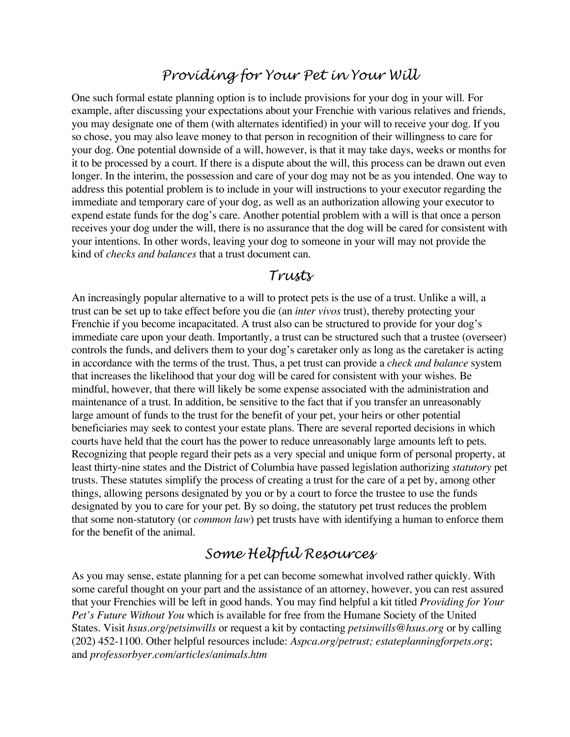## Providing for Your Pet in Your Will

One such formal estate planning option is to include provisions for your dog in your will. For example, after discussing your expectations about your Frenchie with various relatives and friends, you may designate one of them (with alternates identified) in your will to receive your dog. If you so chose, you may also leave money to that person in recognition of their willingness to care for your dog. One potential downside of a will, however, is that it may take days, weeks or months for it to be processed by a court. If there is a dispute about the will, this process can be drawn out even longer. In the interim, the possession and care of your dog may not be as you intended. One way to address this potential problem is to include in your will instructions to your executor regarding the immediate and temporary care of your dog, as well as an authorization allowing your executor to expend estate funds for the dog's care. Another potential problem with a will is that once a person receives your dog under the will, there is no assurance that the dog will be cared for consistent with your intentions. In other words, leaving your dog to someone in your will may not provide the kind of *checks and balances* that a trust document can.

## Trusts

An increasingly popular alternative to a will to protect pets is the use of a trust. Unlike a will, a trust can be set up to take effect before you die (an *inter vivos* trust), thereby protecting your Frenchie if you become incapacitated. A trust also can be structured to provide for your dog's immediate care upon your death. Importantly, a trust can be structured such that a trustee (overseer) controls the funds, and delivers them to your dog's caretaker only as long as the caretaker is acting in accordance with the terms of the trust. Thus, a pet trust can provide a *check and balance* system that increases the likelihood that your dog will be cared for consistent with your wishes. Be mindful, however, that there will likely be some expense associated with the administration and maintenance of a trust. In addition, be sensitive to the fact that if you transfer an unreasonably large amount of funds to the trust for the benefit of your pet, your heirs or other potential beneficiaries may seek to contest your estate plans. There are several reported decisions in which courts have held that the court has the power to reduce unreasonably large amounts left to pets. Recognizing that people regard their pets as a very special and unique form of personal property, at least thirty-nine states and the District of Columbia have passed legislation authorizing *statutory* pet trusts. These statutes simplify the process of creating a trust for the care of a pet by, among other things, allowing persons designated by you or by a court to force the trustee to use the funds designated by you to care for your pet. By so doing, the statutory pet trust reduces the problem that some non-statutory (or *common law*) pet trusts have with identifying a human to enforce them for the benefit of the animal.

## Some Helpful Resources

As you may sense, estate planning for a pet can become somewhat involved rather quickly. With some careful thought on your part and the assistance of an attorney, however, you can rest assured that your Frenchies will be left in good hands. You may find helpful a kit titled *Providing for Your Pet's Future Without You* which is available for free from the Humane Society of the United States. Visit *hsus.org/petsinwills* or request a kit by contacting *petsinwills@hsus.org* or by calling (202) 452-1100. Other helpful resources include: *Aspca.org/petrust; estateplanningforpets.org*; and *professorbyer.com/articles/animals.htm*